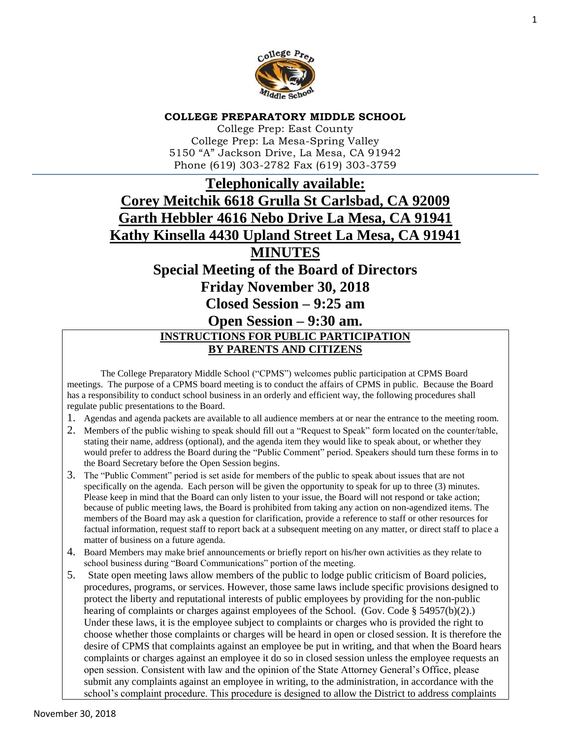**COLLEGE PREPARATORY MIDDLE SCHOOL**

College Prep: East County
College Prep: La Mesa-Spring Valley
5150 "A" Jackson Drive, La Mesa, CA 91942
Phone (619) 303-2782 Fax (619) 303-3759

# Telephonically available:

# Corey Meitchik 6618 Grulla St Carlsbad, CA 92009

# Garth Hebbler 4616 Nebo Drive La Mesa, CA 91941

# Kathy Kinsella 4430 Upland Street La Mesa, CA 91941

# MINUTES

## Special Meeting of the Board of Directors

## Friday November 30, 2018

## Closed Session – 9:25 am

## Open Session – 9:30 am.

### INSTRUCTIONS FOR PUBLIC PARTICIPATION BY PARENTS AND CITIZENS

The College Preparatory Middle School ("CPMS") welcomes public participation at CPMS Board meetings. The purpose of a CPMS board meeting is to conduct the affairs of CPMS in public. Because the Board has a responsibility to conduct school business in an orderly and efficient way, the following procedures shall regulate public presentations to the Board.

1. Agendas and agenda packets are available to all audience members at or near the entrance to the meeting room.
2. Members of the public wishing to speak should fill out a "Request to Speak" form located on the counter/table, stating their name, address (optional), and the agenda item they would like to speak about, or whether they would prefer to address the Board during the "Public Comment" period. Speakers should turn these forms in to the Board Secretary before the Open Session begins.
3. The "Public Comment" period is set aside for members of the public to speak about issues that are not specifically on the agenda. Each person will be given the opportunity to speak for up to three (3) minutes. Please keep in mind that the Board can only listen to your issue, the Board will not respond or take action; because of public meeting laws, the Board is prohibited from taking any action on non-agendized items. The members of the Board may ask a question for clarification, provide a reference to staff or other resources for factual information, request staff to report back at a subsequent meeting on any matter, or direct staff to place a matter of business on a future agenda.
4. Board Members may make brief announcements or briefly report on his/her own activities as they relate to school business during "Board Communications" portion of the meeting.
5. State open meeting laws allow members of the public to lodge public criticism of Board policies, procedures, programs, or services. However, those same laws include specific provisions designed to protect the liberty and reputational interests of public employees by providing for the non-public hearing of complaints or charges against employees of the School. (Gov. Code § 54957(b)(2).) Under these laws, it is the employee subject to complaints or charges who is provided the right to choose whether those complaints or charges will be heard in open or closed session. It is therefore the desire of CPMS that complaints against an employee be put in writing, and that when the Board hears complaints or charges against an employee it do so in closed session unless the employee requests an open session. Consistent with law and the opinion of the State Attorney General's Office, please submit any complaints against an employee in writing, to the administration, in accordance with the school's complaint procedure. This procedure is designed to allow the District to address complaints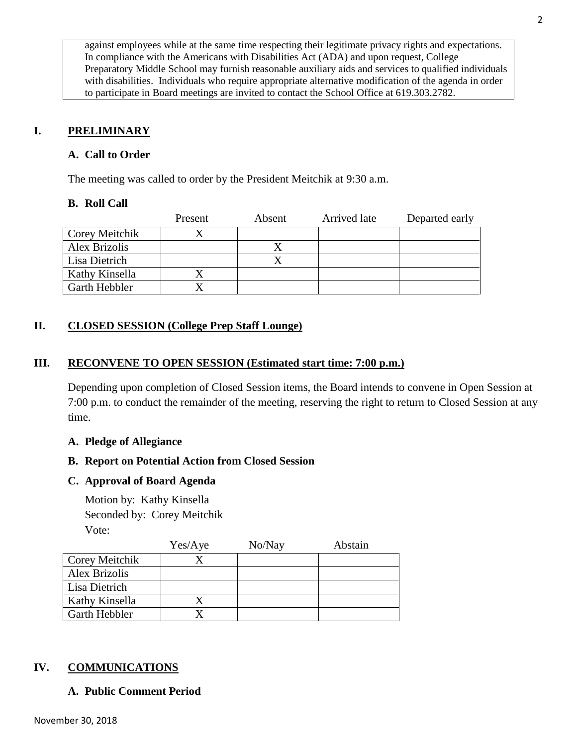against employees while at the same time respecting their legitimate privacy rights and expectations. In compliance with the Americans with Disabilities Act (ADA) and upon request, College Preparatory Middle School may furnish reasonable auxiliary aids and services to qualified individuals with disabilities. Individuals who require appropriate alternative modification of the agenda in order to participate in Board meetings are invited to contact the School Office at 619.303.2782.

## I. PRELIMINARY

### A. Call to Order

The meeting was called to order by the President Meitchik at 9:30 a.m.

### B. Roll Call

| | Present | Absent | Arrived late | Departed early |
|---|---|---|---|---|
| Corey Meitchik | X | | | |
| Alex Brizolis | | X | | |
| Lisa Dietrich | | X | | |
| Kathy Kinsella | X | | | |
| Garth Hebbler | X | | | |

## II. CLOSED SESSION (College Prep Staff Lounge)

## III. RECONVENE TO OPEN SESSION (Estimated start time: 7:00 p.m.)

Depending upon completion of Closed Session items, the Board intends to convene in Open Session at 7:00 p.m. to conduct the remainder of the meeting, reserving the right to return to Closed Session at any time.

### A. Pledge of Allegiance

### B. Report on Potential Action from Closed Session

### C. Approval of Board Agenda

Motion by: Kathy Kinsella
Seconded by: Corey Meitchik
Vote:

| | Yes/Aye | No/Nay | Abstain |
|---|---|---|---|
| Corey Meitchik | X | | |
| Alex Brizolis | | | |
| Lisa Dietrich | | | |
| Kathy Kinsella | X | | |
| Garth Hebbler | X | | |

## IV. COMMUNICATIONS

### A. Public Comment Period

November 30, 2018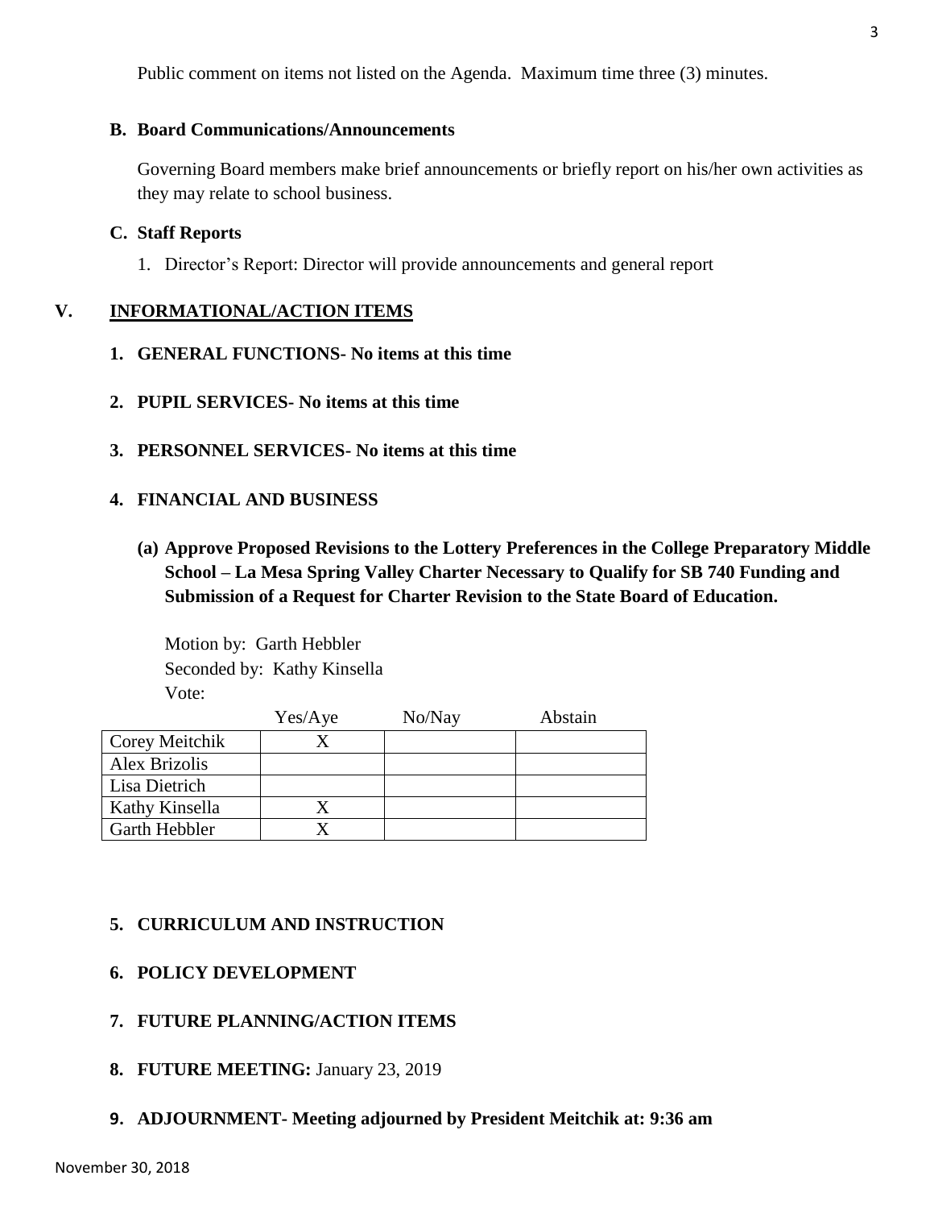Public comment on items not listed on the Agenda. Maximum time three (3) minutes.

**B. Board Communications/Announcements**

Governing Board members make brief announcements or briefly report on his/her own activities as they may relate to school business.

**C. Staff Reports**

1. Director's Report: Director will provide announcements and general report

## V. INFORMATIONAL/ACTION ITEMS

**1. GENERAL FUNCTIONS- No items at this time**

**2. PUPIL SERVICES- No items at this time**

**3. PERSONNEL SERVICES- No items at this time**

**4. FINANCIAL AND BUSINESS**

**(a) Approve Proposed Revisions to the Lottery Preferences in the College Preparatory Middle School – La Mesa Spring Valley Charter Necessary to Qualify for SB 740 Funding and Submission of a Request for Charter Revision to the State Board of Education.**

Motion by: Garth Hebbler
Seconded by: Kathy Kinsella
Vote:

| | Yes/Aye | No/Nay | Abstain |
|---|---|---|---|
| Corey Meitchik | X | | |
| Alex Brizolis | | | |
| Lisa Dietrich | | | |
| Kathy Kinsella | X | | |
| Garth Hebbler | X | | |

**5. CURRICULUM AND INSTRUCTION**

**6. POLICY DEVELOPMENT**

**7. FUTURE PLANNING/ACTION ITEMS**

**8. FUTURE MEETING:** January 23, 2019

**9. ADJOURNMENT- Meeting adjourned by President Meitchik at: 9:36 am**

November 30, 2018